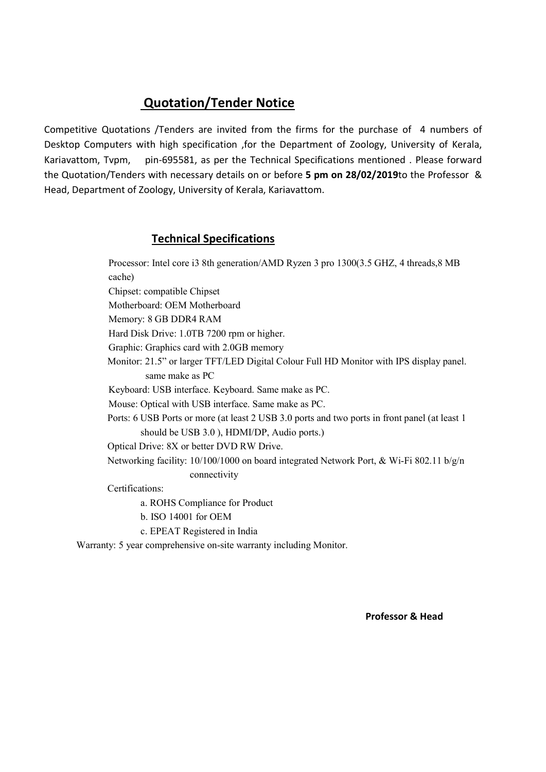## Quotation/Tender Notice

Competitive Quotations /Tenders are invited from the firms for the purchase of 4 numbers of Desktop Computers with high specification ,for the Department of Zoology, University of Kerala, Kariavattom, Tvpm, pin-695581, as per the Technical Specifications mentioned . Please forward the Quotation/Tenders with necessary details on or before **5 pm on 28/02/2019**to the Professor & Head, Department of Zoology, University of Kerala, Kariavattom.

## Technical Specifications

Processor: Intel core i3 8th generation/AMD Ryzen 3 pro 1300(3.5 GHZ, 4 threads,8 MB cache)

Chipset: compatible Chipset

Motherboard: OEM Motherboard

Memory: 8 GB DDR4 RAM

Hard Disk Drive: 1.0TB 7200 rpm or higher.

Graphic: Graphics card with 2.0GB memory

Monitor: 21.5" or larger TFT/LED Digital Colour Full HD Monitor with IPS display panel. same make as PC

Keyboard: USB interface. Keyboard. Same make as PC.

Mouse: Optical with USB interface. Same make as PC.

Ports: 6 USB Ports or more (at least 2 USB 3.0 ports and two ports in front panel (at least 1 should be USB 3.0 ), HDMI/DP, Audio ports.)

Optical Drive: 8X or better DVD RW Drive.

Networking facility: 10/100/1000 on board integrated Network Port, & Wi-Fi 802.11 b/g/n connectivity

Certifications:

a. ROHS Compliance for Product

b. ISO 14001 for OEM

c. EPEAT Registered in India

Warranty: 5 year comprehensive on-site warranty including Monitor.

**Professor & Head**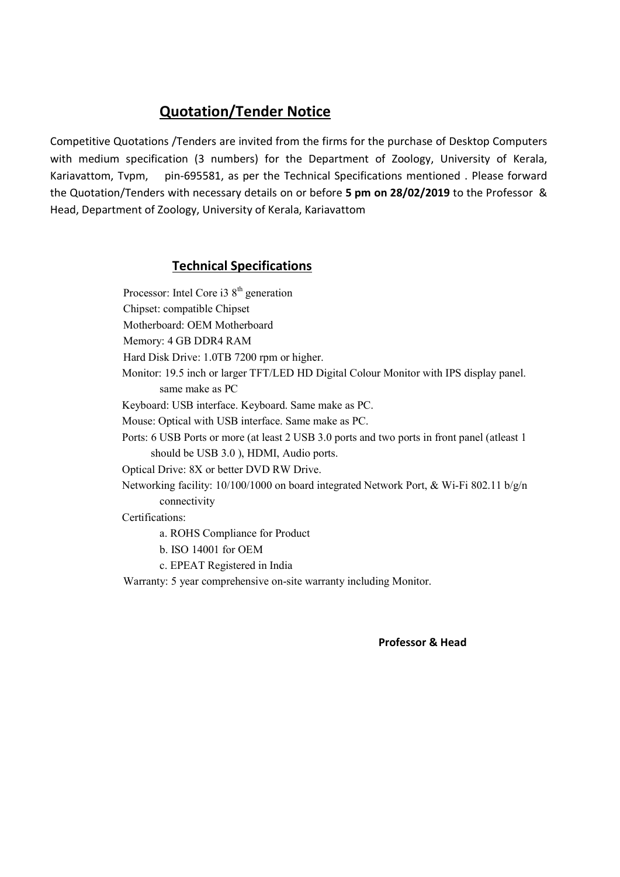## Quotation/Tender Notice

Competitive Quotations /Tenders are invited from the firms for the purchase of Desktop Computers with medium specification (3 numbers) for the Department of Zoology, University of Kerala, Kariavattom, Tvpm, pin-695581, as per the Technical Specifications mentioned . Please forward the Quotation/Tenders with necessary details on or before **5 pm on 28/02/2019** to the Professor & Head, Department of Zoology, University of Kerala, Kariavattom

## Technical Specifications

Processor: Intel Core i3 8th generation

Chipset: compatible Chipset

Motherboard: OEM Motherboard

Memory: 4 GB DDR4 RAM

Hard Disk Drive: 1.0TB 7200 rpm or higher.

Monitor: 19.5 inch or larger TFT/LED HD Digital Colour Monitor with IPS display panel. same make as PC

Keyboard: USB interface. Keyboard. Same make as PC.

Mouse: Optical with USB interface. Same make as PC.

Ports: 6 USB Ports or more (at least 2 USB 3.0 ports and two ports in front panel (atleast 1 should be USB 3.0 ), HDMI, Audio ports.

Optical Drive: 8X or better DVD RW Drive.

Networking facility: 10/100/1000 on board integrated Network Port, & Wi-Fi 802.11 b/g/n connectivity

Certifications:

a. ROHS Compliance for Product

b. ISO 14001 for OEM

c. EPEAT Registered in India

Warranty: 5 year comprehensive on-site warranty including Monitor.

**Professor & Head**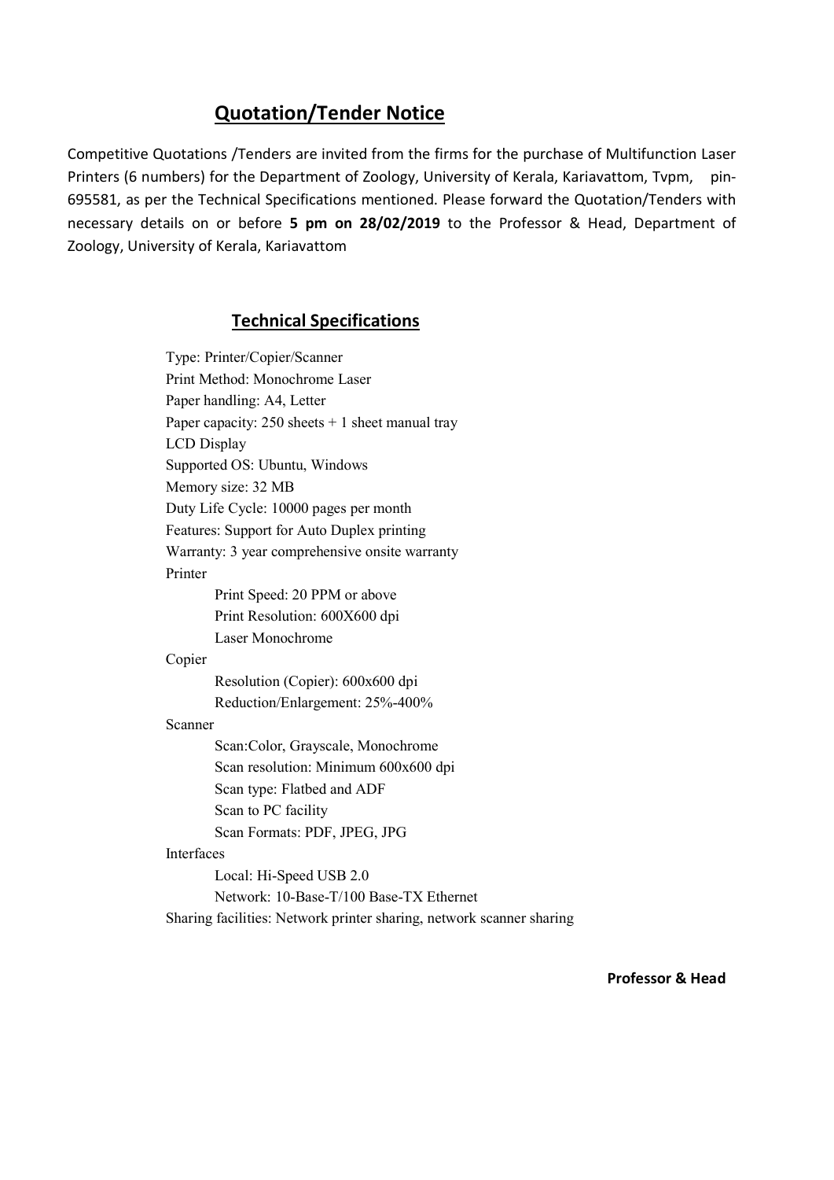## Quotation/Tender Notice

Competitive Quotations /Tenders are invited from the firms for the purchase of Multifunction Laser Printers (6 numbers) for the Department of Zoology, University of Kerala, Kariavattom, Tvpm, pin-695581, as per the Technical Specifications mentioned. Please forward the Quotation/Tenders with necessary details on or before **5 pm on 28/02/2019** to the Professor & Head, Department of Zoology, University of Kerala, Kariavattom

### Technical Specifications

Type: Printer/Copier/Scanner
Print Method: Monochrome Laser
Paper handling: A4, Letter
Paper capacity: 250 sheets + 1 sheet manual tray
LCD Display
Supported OS: Ubuntu, Windows
Memory size: 32 MB
Duty Life Cycle: 10000 pages per month
Features: Support for Auto Duplex printing
Warranty: 3 year comprehensive onsite warranty

Printer

- Print Speed: 20 PPM or above
- Print Resolution: 600X600 dpi
- Laser Monochrome

Copier

- Resolution (Copier): 600x600 dpi
- Reduction/Enlargement: 25%-400%

Scanner

- Scan:Color, Grayscale, Monochrome
- Scan resolution: Minimum 600x600 dpi
- Scan type: Flatbed and ADF
- Scan to PC facility
- Scan Formats: PDF, JPEG, JPG

Interfaces

- Local: Hi-Speed USB 2.0
- Network: 10-Base-T/100 Base-TX Ethernet

Sharing facilities: Network printer sharing, network scanner sharing

**Professor & Head**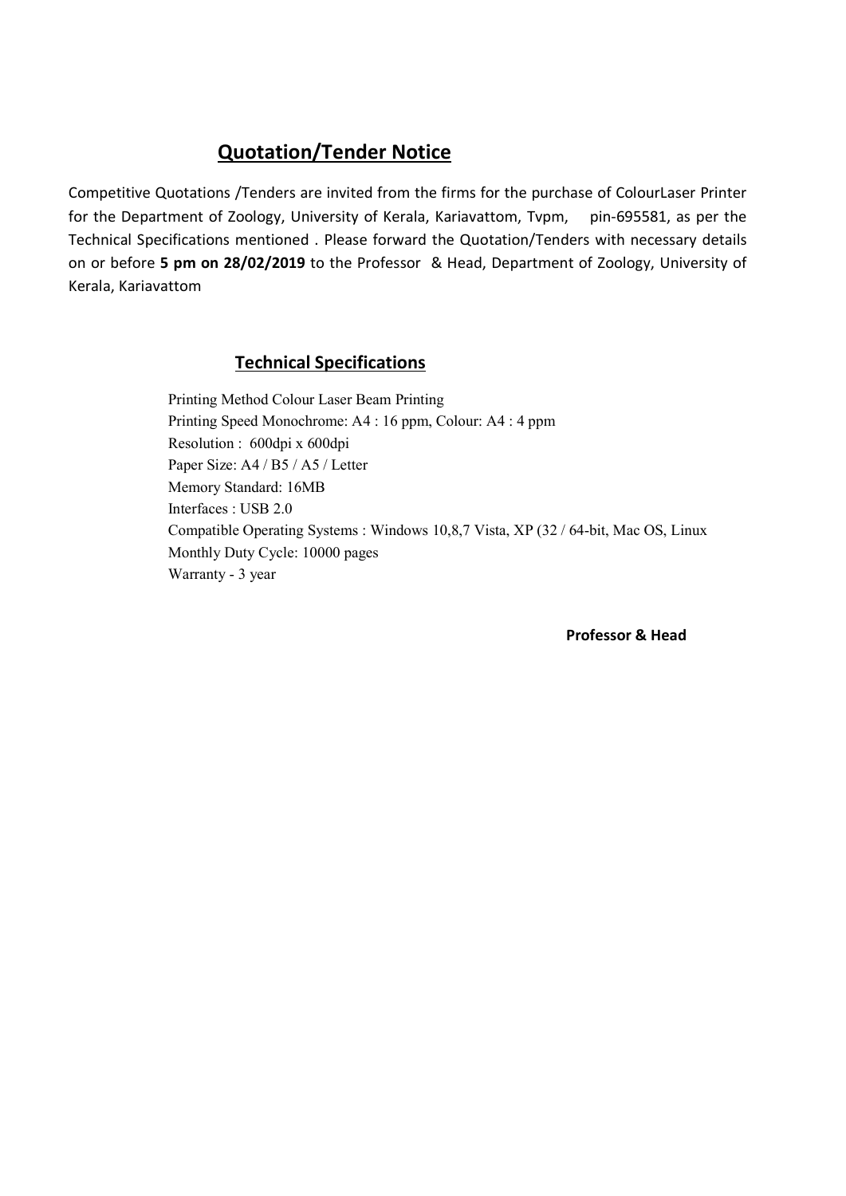## Quotation/Tender Notice

Competitive Quotations /Tenders are invited from the firms for the purchase of ColourLaser Printer for the Department of Zoology, University of Kerala, Kariavattom, Tvpm, pin-695581, as per the Technical Specifications mentioned . Please forward the Quotation/Tenders with necessary details on or before **5 pm on 28/02/2019** to the Professor & Head, Department of Zoology, University of Kerala, Kariavattom

### Technical Specifications

Printing Method Colour Laser Beam Printing
Printing Speed Monochrome: A4 : 16 ppm, Colour: A4 : 4 ppm
Resolution : 600dpi x 600dpi
Paper Size: A4 / B5 / A5 / Letter
Memory Standard: 16MB
Interfaces : USB 2.0
Compatible Operating Systems : Windows 10,8,7 Vista, XP (32 / 64-bit, Mac OS, Linux
Monthly Duty Cycle: 10000 pages
Warranty - 3 year

**Professor & Head**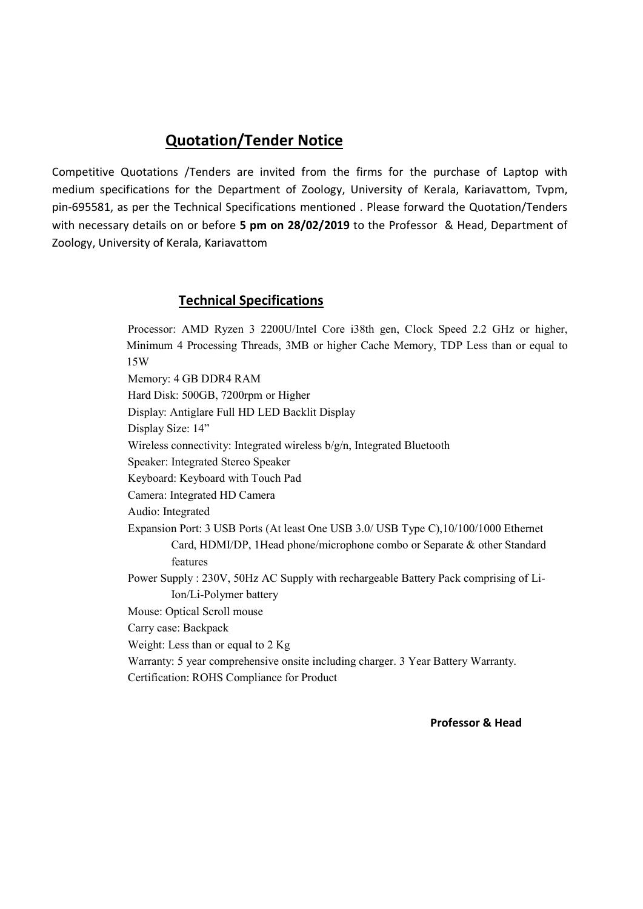## Quotation/Tender Notice

Competitive Quotations /Tenders are invited from the firms for the purchase of Laptop with medium specifications for the Department of Zoology, University of Kerala, Kariavattom, Tvpm, pin-695581, as per the Technical Specifications mentioned . Please forward the Quotation/Tenders with necessary details on or before **5 pm on 28/02/2019** to the Professor & Head, Department of Zoology, University of Kerala, Kariavattom

## Technical Specifications

Processor: AMD Ryzen 3 2200U/Intel Core i38th gen, Clock Speed 2.2 GHz or higher, Minimum 4 Processing Threads, 3MB or higher Cache Memory, TDP Less than or equal to 15W

Memory: 4 GB DDR4 RAM

Hard Disk: 500GB, 7200rpm or Higher

Display: Antiglare Full HD LED Backlit Display

Display Size: 14"

Wireless connectivity: Integrated wireless b/g/n, Integrated Bluetooth

Speaker: Integrated Stereo Speaker

Keyboard: Keyboard with Touch Pad

Camera: Integrated HD Camera

Audio: Integrated

Expansion Port: 3 USB Ports (At least One USB 3.0/ USB Type C),10/100/1000 Ethernet Card, HDMI/DP, 1Head phone/microphone combo or Separate & other Standard features

Power Supply : 230V, 50Hz AC Supply with rechargeable Battery Pack comprising of Li-Ion/Li-Polymer battery

Mouse: Optical Scroll mouse

Carry case: Backpack

Weight: Less than or equal to 2 Kg

Warranty: 5 year comprehensive onsite including charger. 3 Year Battery Warranty.

Certification: ROHS Compliance for Product

**Professor & Head**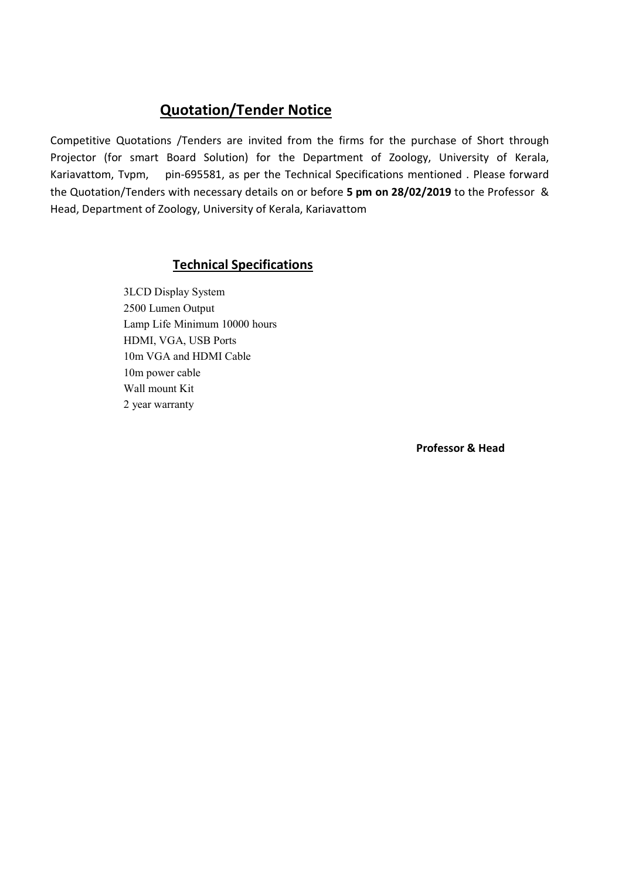## Quotation/Tender Notice

Competitive Quotations /Tenders are invited from the firms for the purchase of Short through Projector (for smart Board Solution) for the Department of Zoology, University of Kerala, Kariavattom, Tvpm, pin-695581, as per the Technical Specifications mentioned . Please forward the Quotation/Tenders with necessary details on or before **5 pm on 28/02/2019** to the Professor & Head, Department of Zoology, University of Kerala, Kariavattom

### Technical Specifications

3LCD Display System
2500 Lumen Output
Lamp Life Minimum 10000 hours
HDMI, VGA, USB Ports
10m VGA and HDMI Cable
10m power cable
Wall mount Kit
2 year warranty

**Professor & Head**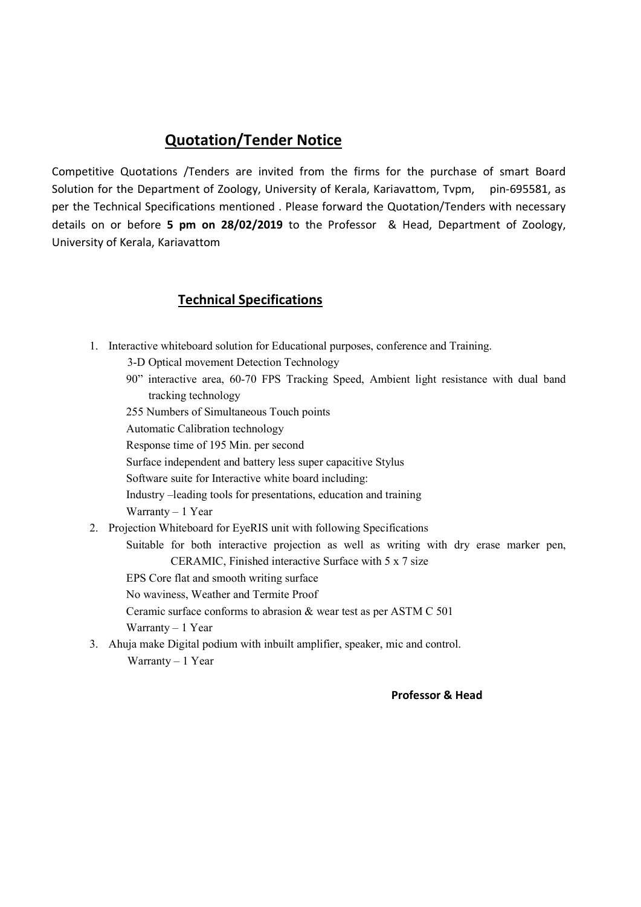## Quotation/Tender Notice

Competitive Quotations /Tenders are invited from the firms for the purchase of smart Board Solution for the Department of Zoology, University of Kerala, Kariavattom, Tvpm, pin-695581, as per the Technical Specifications mentioned . Please forward the Quotation/Tenders with necessary details on or before **5 pm on 28/02/2019** to the Professor & Head, Department of Zoology, University of Kerala, Kariavattom

## Technical Specifications

1. Interactive whiteboard solution for Educational purposes, conference and Training.
   - 3-D Optical movement Detection Technology
   - 90” interactive area, 60-70 FPS Tracking Speed, Ambient light resistance with dual band tracking technology
   - 255 Numbers of Simultaneous Touch points
   - Automatic Calibration technology
   - Response time of 195 Min. per second
   - Surface independent and battery less super capacitive Stylus
   - Software suite for Interactive white board including:
   - Industry –leading tools for presentations, education and training
   - Warranty – 1 Year
2. Projection Whiteboard for EyeRIS unit with following Specifications
   - Suitable for both interactive projection as well as writing with dry erase marker pen, CERAMIC, Finished interactive Surface with 5 x 7 size
   - EPS Core flat and smooth writing surface
   - No waviness, Weather and Termite Proof
   - Ceramic surface conforms to abrasion & wear test as per ASTM C 501
   - Warranty – 1 Year
3. Ahuja make Digital podium with inbuilt amplifier, speaker, mic and control.
   - Warranty – 1 Year

**Professor & Head**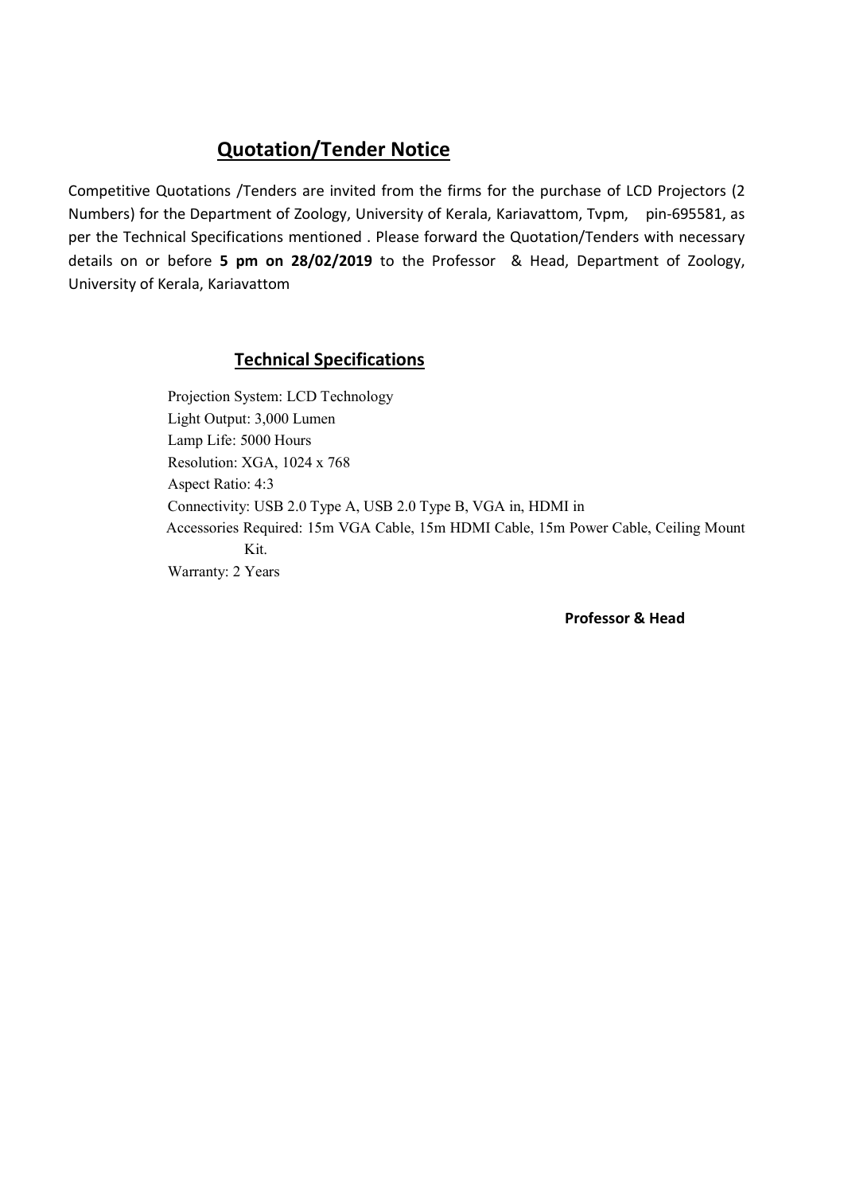## Quotation/Tender Notice

Competitive Quotations /Tenders are invited from the firms for the purchase of LCD Projectors (2 Numbers) for the Department of Zoology, University of Kerala, Kariavattom, Tvpm, pin-695581, as per the Technical Specifications mentioned . Please forward the Quotation/Tenders with necessary details on or before **5 pm on 28/02/2019** to the Professor & Head, Department of Zoology, University of Kerala, Kariavattom

### Technical Specifications

Projection System: LCD Technology
Light Output: 3,000 Lumen
Lamp Life: 5000 Hours
Resolution: XGA, 1024 x 768
Aspect Ratio: 4:3
Connectivity: USB 2.0 Type A, USB 2.0 Type B, VGA in, HDMI in
Accessories Required: 15m VGA Cable, 15m HDMI Cable, 15m Power Cable, Ceiling Mount Kit.
Warranty: 2 Years

**Professor & Head**